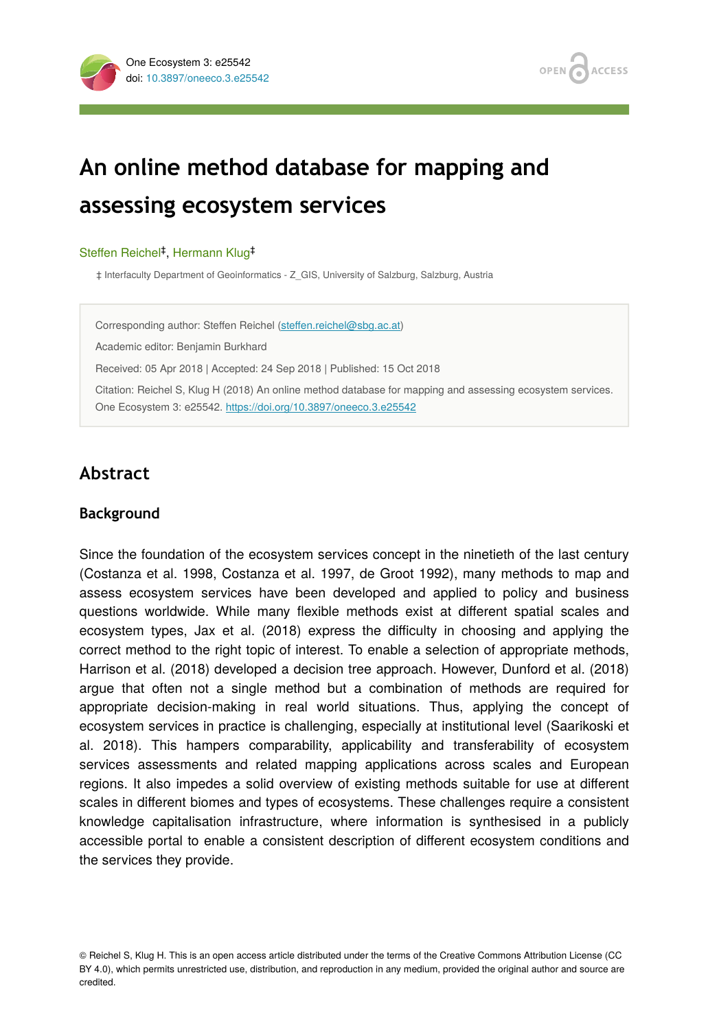# An online method database for mapping and assessing ecosystem services

Steffen Reichel[‡], Hermann Klug[‡]

‡ Interfaculty Department of Geoinformatics - Z_GIS, University of Salzburg, Salzburg, Austria

Corresponding author: Steffen Reichel (steffen.reichel@sbg.ac.at)

Academic editor: Benjamin Burkhard

Received: 05 Apr 2018 | Accepted: 24 Sep 2018 | Published: 15 Oct 2018

Citation: Reichel S, Klug H (2018) An online method database for mapping and assessing ecosystem services. One Ecosystem 3: e25542. https://doi.org/10.3897/oneeco.3.e25542

## Abstract

### Background

Since the foundation of the ecosystem services concept in the ninetieth of the last century (Costanza et al. 1998, Costanza et al. 1997, de Groot 1992), many methods to map and assess ecosystem services have been developed and applied to policy and business questions worldwide. While many flexible methods exist at different spatial scales and ecosystem types, Jax et al. (2018) express the difficulty in choosing and applying the correct method to the right topic of interest. To enable a selection of appropriate methods, Harrison et al. (2018) developed a decision tree approach. However, Dunford et al. (2018) argue that often not a single method but a combination of methods are required for appropriate decision-making in real world situations. Thus, applying the concept of ecosystem services in practice is challenging, especially at institutional level (Saarikoski et al. 2018). This hampers comparability, applicability and transferability of ecosystem services assessments and related mapping applications across scales and European regions. It also impedes a solid overview of existing methods suitable for use at different scales in different biomes and types of ecosystems. These challenges require a consistent knowledge capitalisation infrastructure, where information is synthesised in a publicly accessible portal to enable a consistent description of different ecosystem conditions and the services they provide.

© Reichel S, Klug H. This is an open access article distributed under the terms of the Creative Commons Attribution License (CC BY 4.0), which permits unrestricted use, distribution, and reproduction in any medium, provided the original author and source are credited.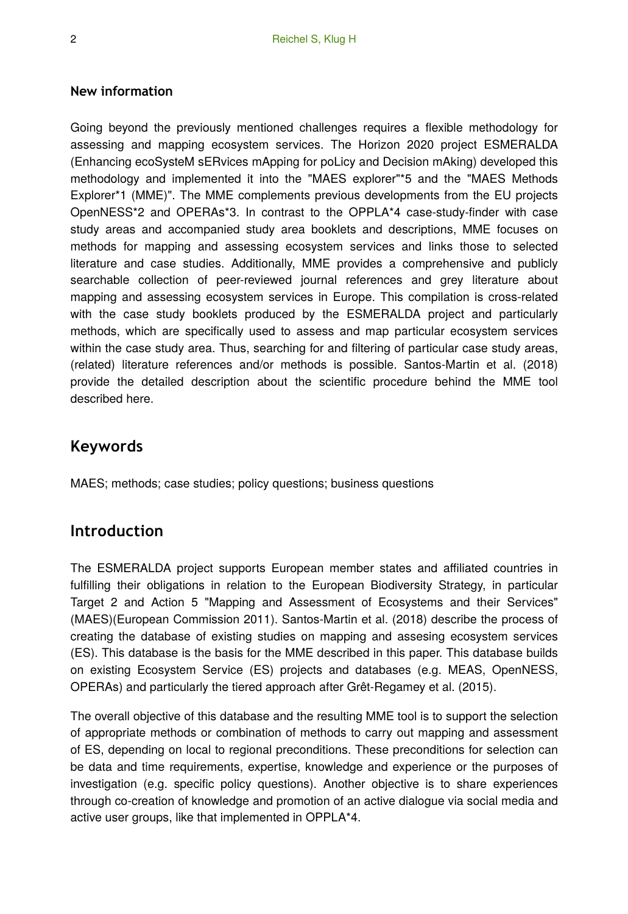### New information

Going beyond the previously mentioned challenges requires a flexible methodology for assessing and mapping ecosystem services. The Horizon 2020 project ESMERALDA (Enhancing ecoSysteM sERvices mApping for poLicy and Decision mAking) developed this methodology and implemented it into the "MAES explorer"*5 and the "MAES Methods Explorer*1 (MME)". The MME complements previous developments from the EU projects OpenNESS*2 and OPERAs*3. In contrast to the OPPLA*4 case-study-finder with case study areas and accompanied study area booklets and descriptions, MME focuses on methods for mapping and assessing ecosystem services and links those to selected literature and case studies. Additionally, MME provides a comprehensive and publicly searchable collection of peer-reviewed journal references and grey literature about mapping and assessing ecosystem services in Europe. This compilation is cross-related with the case study booklets produced by the ESMERALDA project and particularly methods, which are specifically used to assess and map particular ecosystem services within the case study area. Thus, searching for and filtering of particular case study areas, (related) literature references and/or methods is possible. Santos-Martin et al. (2018) provide the detailed description about the scientific procedure behind the MME tool described here.

## Keywords

MAES; methods; case studies; policy questions; business questions

## Introduction

The ESMERALDA project supports European member states and affiliated countries in fulfilling their obligations in relation to the European Biodiversity Strategy, in particular Target 2 and Action 5 "Mapping and Assessment of Ecosystems and their Services" (MAES)(European Commission 2011). Santos-Martin et al. (2018) describe the process of creating the database of existing studies on mapping and assesing ecosystem services (ES). This database is the basis for the MME described in this paper. This database builds on existing Ecosystem Service (ES) projects and databases (e.g. MEAS, OpenNESS, OPERAs) and particularly the tiered approach after Grêt-Regamey et al. (2015).

The overall objective of this database and the resulting MME tool is to support the selection of appropriate methods or combination of methods to carry out mapping and assessment of ES, depending on local to regional preconditions. These preconditions for selection can be data and time requirements, expertise, knowledge and experience or the purposes of investigation (e.g. specific policy questions). Another objective is to share experiences through co-creation of knowledge and promotion of an active dialogue via social media and active user groups, like that implemented in OPPLA*4.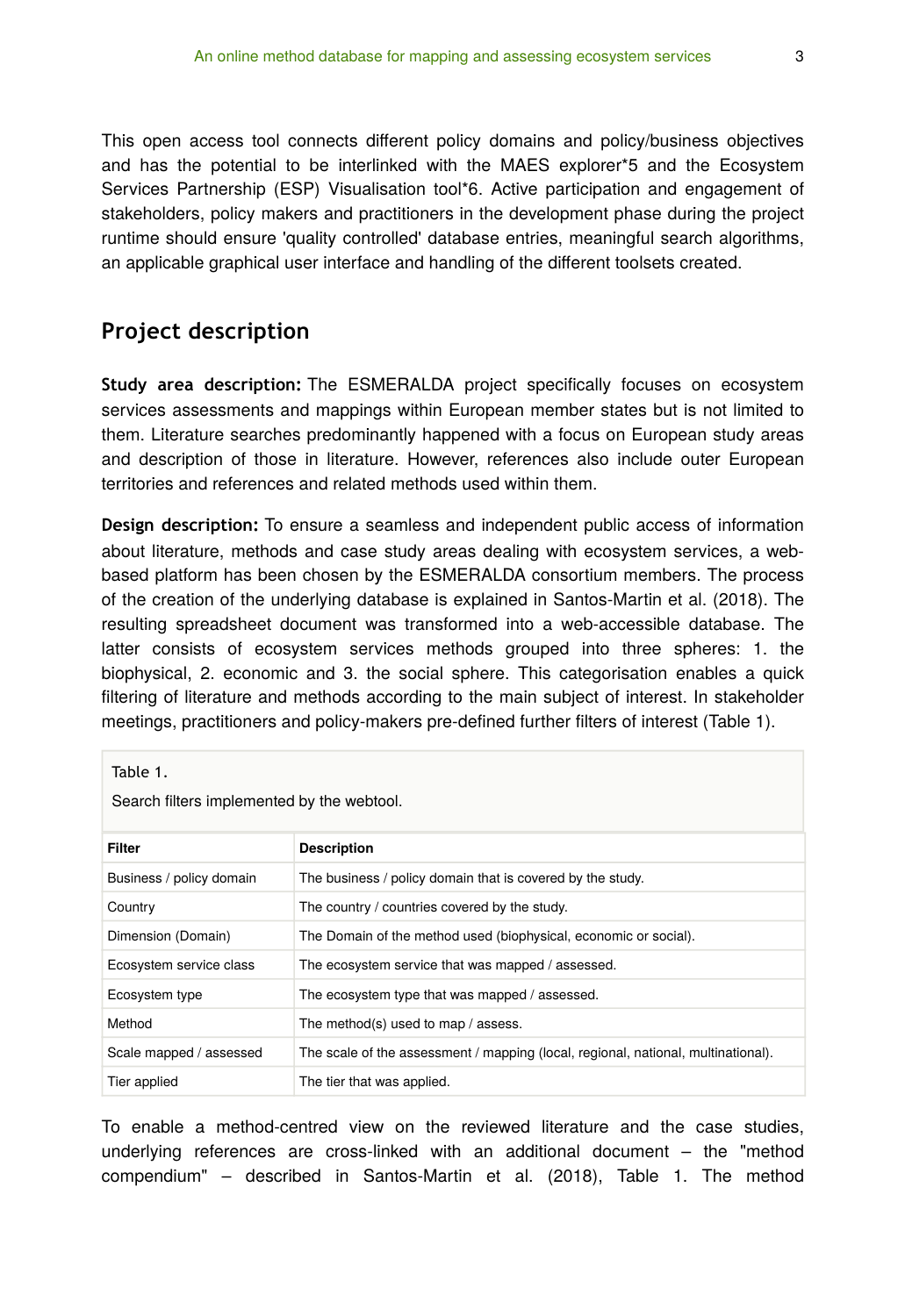This open access tool connects different policy domains and policy/business objectives and has the potential to be interlinked with the MAES explorer*5 and the Ecosystem Services Partnership (ESP) Visualisation tool*6. Active participation and engagement of stakeholders, policy makers and practitioners in the development phase during the project runtime should ensure 'quality controlled' database entries, meaningful search algorithms, an applicable graphical user interface and handling of the different toolsets created.

## Project description

**Study area description:** The ESMERALDA project specifically focuses on ecosystem services assessments and mappings within European member states but is not limited to them. Literature searches predominantly happened with a focus on European study areas and description of those in literature. However, references also include outer European territories and references and related methods used within them.

**Design description:** To ensure a seamless and independent public access of information about literature, methods and case study areas dealing with ecosystem services, a web-based platform has been chosen by the ESMERALDA consortium members. The process of the creation of the underlying database is explained in Santos-Martin et al. (2018). The resulting spreadsheet document was transformed into a web-accessible database. The latter consists of ecosystem services methods grouped into three spheres: 1. the biophysical, 2. economic and 3. the social sphere. This categorisation enables a quick filtering of literature and methods according to the main subject of interest. In stakeholder meetings, practitioners and policy-makers pre-defined further filters of interest (Table 1).

Table 1.

Search filters implemented by the webtool.

| Filter | Description |
|---|---|
| Business / policy domain | The business / policy domain that is covered by the study. |
| Country | The country / countries covered by the study. |
| Dimension (Domain) | The Domain of the method used (biophysical, economic or social). |
| Ecosystem service class | The ecosystem service that was mapped / assessed. |
| Ecosystem type | The ecosystem type that was mapped / assessed. |
| Method | The method(s) used to map / assess. |
| Scale mapped / assessed | The scale of the assessment / mapping (local, regional, national, multinational). |
| Tier applied | The tier that was applied. |

To enable a method-centred view on the reviewed literature and the case studies, underlying references are cross-linked with an additional document – the "method compendium" – described in Santos-Martin et al. (2018), Table 1. The method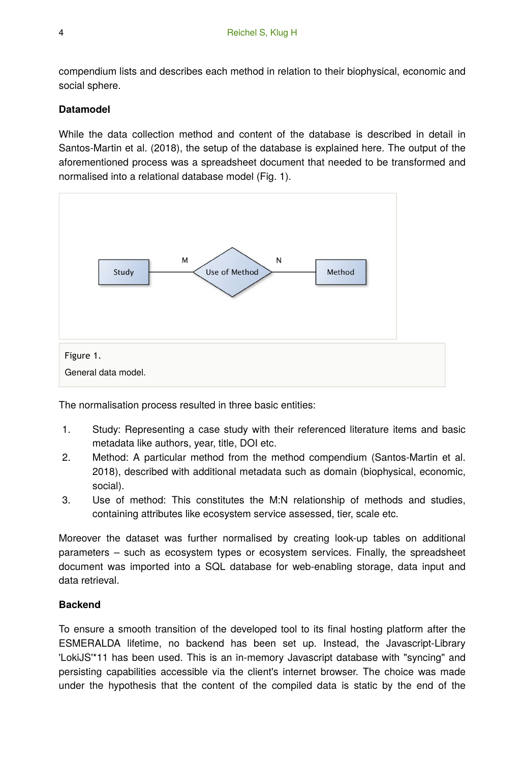compendium lists and describes each method in relation to their biophysical, economic and social sphere.

**Datamodel**

While the data collection method and content of the database is described in detail in Santos-Martin et al. (2018), the setup of the database is explained here. The output of the aforementioned process was a spreadsheet document that needed to be transformed and normalised into a relational database model (Fig. 1).

Figure 1.

General data model.

The normalisation process resulted in three basic entities:

1. Study: Representing a case study with their referenced literature items and basic metadata like authors, year, title, DOI etc.
2. Method: A particular method from the method compendium (Santos-Martin et al. 2018), described with additional metadata such as domain (biophysical, economic, social).
3. Use of method: This constitutes the M:N relationship of methods and studies, containing attributes like ecosystem service assessed, tier, scale etc.

Moreover the dataset was further normalised by creating look-up tables on additional parameters – such as ecosystem types or ecosystem services. Finally, the spreadsheet document was imported into a SQL database for web-enabling storage, data input and data retrieval.

**Backend**

To ensure a smooth transition of the developed tool to its final hosting platform after the ESMERALDA lifetime, no backend has been set up. Instead, the Javascript-Library 'LokiJS'*11 has been used. This is an in-memory Javascript database with "syncing" and persisting capabilities accessible via the client's internet browser. The choice was made under the hypothesis that the content of the compiled data is static by the end of the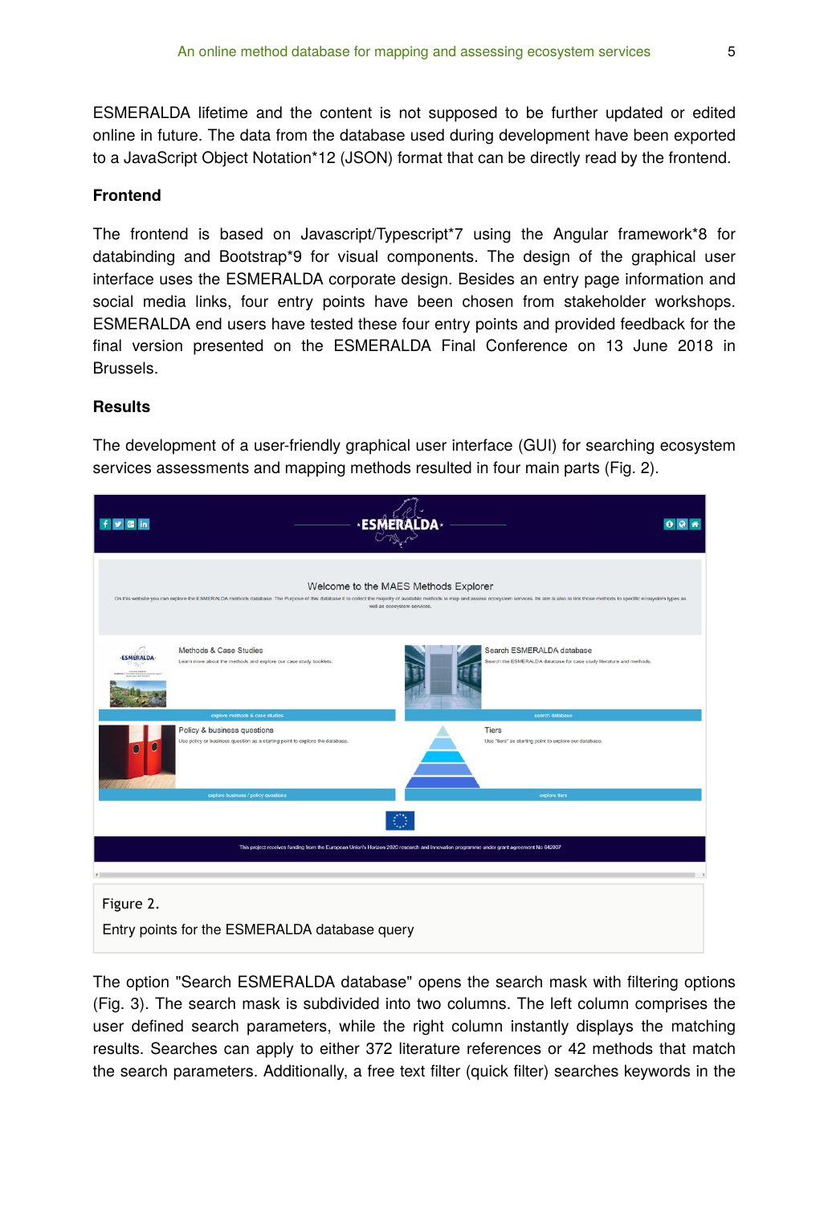ESMERALDA lifetime and the content is not supposed to be further updated or edited online in future. The data from the database used during development have been exported to a JavaScript Object Notation*12 (JSON) format that can be directly read by the frontend.

### Frontend

The frontend is based on Javascript/Typescript*7 using the Angular framework*8 for databinding and Bootstrap*9 for visual components. The design of the graphical user interface uses the ESMERALDA corporate design. Besides an entry page information and social media links, four entry points have been chosen from stakeholder workshops. ESMERALDA end users have tested these four entry points and provided feedback for the final version presented on the ESMERALDA Final Conference on 13 June 2018 in Brussels.

## Results

The development of a user-friendly graphical user interface (GUI) for searching ecosystem services assessments and mapping methods resulted in four main parts (Fig. 2).

Figure 2.

Entry points for the ESMERALDA database query

The option "Search ESMERALDA database" opens the search mask with filtering options (Fig. 3). The search mask is subdivided into two columns. The left column comprises the user defined search parameters, while the right column instantly displays the matching results. Searches can apply to either 372 literature references or 42 methods that match the search parameters. Additionally, a free text filter (quick filter) searches keywords in the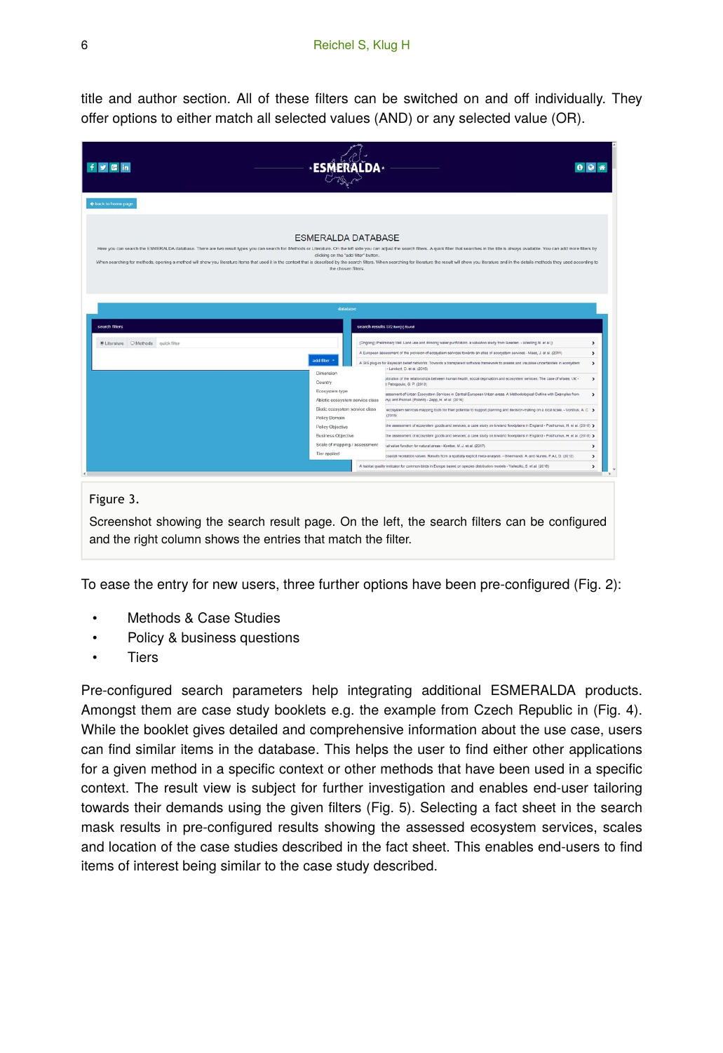title and author section. All of these filters can be switched on and off individually. They offer options to either match all selected values (AND) or any selected value (OR).

Figure 3.

Screenshot showing the search result page. On the left, the search filters can be configured and the right column shows the entries that match the filter.

To ease the entry for new users, three further options have been pre-configured (Fig. 2):

- Methods & Case Studies
- Policy & business questions
- Tiers

Pre-configured search parameters help integrating additional ESMERALDA products. Amongst them are case study booklets e.g. the example from Czech Republic in (Fig. 4). While the booklet gives detailed and comprehensive information about the use case, users can find similar items in the database. This helps the user to find either other applications for a given method in a specific context or other methods that have been used in a specific context. The result view is subject for further investigation and enables end-user tailoring towards their demands using the given filters (Fig. 5). Selecting a fact sheet in the search mask results in pre-configured results showing the assessed ecosystem services, scales and location of the case studies described in the fact sheet. This enables end-users to find items of interest being similar to the case study described.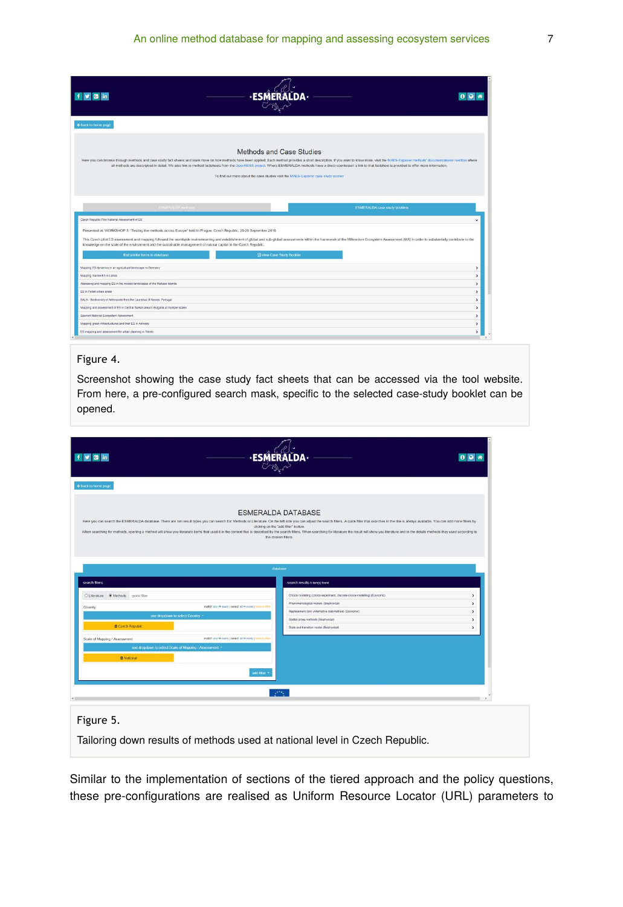Figure 4.

Screenshot showing the case study fact sheets that can be accessed via the tool website. From here, a pre-configured search mask, specific to the selected case-study booklet can be opened.

Figure 5.

Tailoring down results of methods used at national level in Czech Republic.

Similar to the implementation of sections of the tiered approach and the policy questions, these pre-configurations are realised as Uniform Resource Locator (URL) parameters to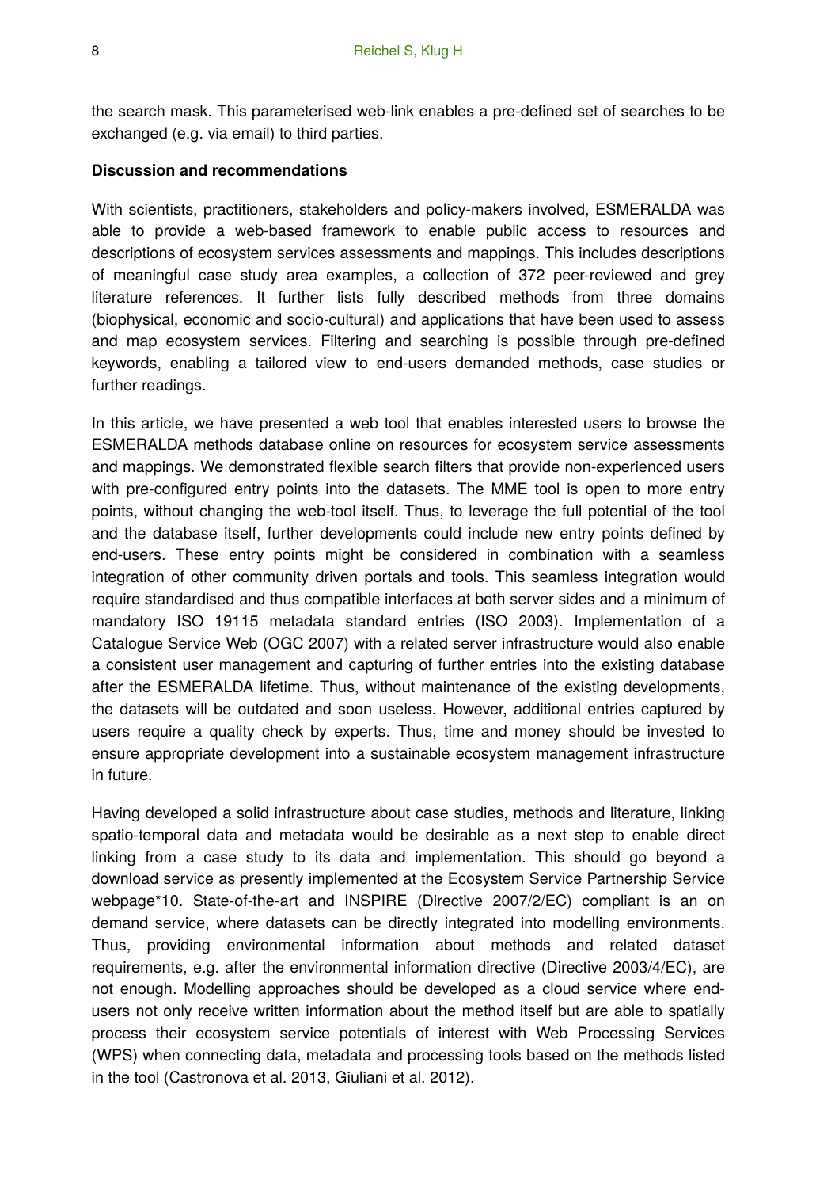the search mask. This parameterised web-link enables a pre-defined set of searches to be exchanged (e.g. via email) to third parties.

**Discussion and recommendations**

With scientists, practitioners, stakeholders and policy-makers involved, ESMERALDA was able to provide a web-based framework to enable public access to resources and descriptions of ecosystem services assessments and mappings. This includes descriptions of meaningful case study area examples, a collection of 372 peer-reviewed and grey literature references. It further lists fully described methods from three domains (biophysical, economic and socio-cultural) and applications that have been used to assess and map ecosystem services. Filtering and searching is possible through pre-defined keywords, enabling a tailored view to end-users demanded methods, case studies or further readings.

In this article, we have presented a web tool that enables interested users to browse the ESMERALDA methods database online on resources for ecosystem service assessments and mappings. We demonstrated flexible search filters that provide non-experienced users with pre-configured entry points into the datasets. The MME tool is open to more entry points, without changing the web-tool itself. Thus, to leverage the full potential of the tool and the database itself, further developments could include new entry points defined by end-users. These entry points might be considered in combination with a seamless integration of other community driven portals and tools. This seamless integration would require standardised and thus compatible interfaces at both server sides and a minimum of mandatory ISO 19115 metadata standard entries (ISO 2003). Implementation of a Catalogue Service Web (OGC 2007) with a related server infrastructure would also enable a consistent user management and capturing of further entries into the existing database after the ESMERALDA lifetime. Thus, without maintenance of the existing developments, the datasets will be outdated and soon useless. However, additional entries captured by users require a quality check by experts. Thus, time and money should be invested to ensure appropriate development into a sustainable ecosystem management infrastructure in future.

Having developed a solid infrastructure about case studies, methods and literature, linking spatio-temporal data and metadata would be desirable as a next step to enable direct linking from a case study to its data and implementation. This should go beyond a download service as presently implemented at the Ecosystem Service Partnership Service webpage*10. State-of-the-art and INSPIRE (Directive 2007/2/EC) compliant is an on demand service, where datasets can be directly integrated into modelling environments. Thus, providing environmental information about methods and related dataset requirements, e.g. after the environmental information directive (Directive 2003/4/EC), are not enough. Modelling approaches should be developed as a cloud service where end-users not only receive written information about the method itself but are able to spatially process their ecosystem service potentials of interest with Web Processing Services (WPS) when connecting data, metadata and processing tools based on the methods listed in the tool (Castronova et al. 2013, Giuliani et al. 2012).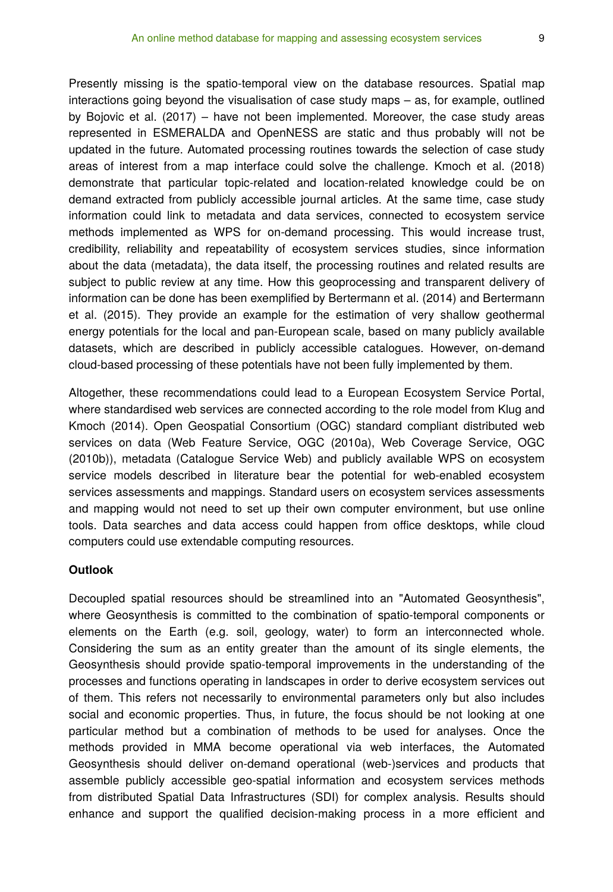Presently missing is the spatio-temporal view on the database resources. Spatial map interactions going beyond the visualisation of case study maps – as, for example, outlined by Bojovic et al. (2017) – have not been implemented. Moreover, the case study areas represented in ESMERALDA and OpenNESS are static and thus probably will not be updated in the future. Automated processing routines towards the selection of case study areas of interest from a map interface could solve the challenge. Kmoch et al. (2018) demonstrate that particular topic-related and location-related knowledge could be on demand extracted from publicly accessible journal articles. At the same time, case study information could link to metadata and data services, connected to ecosystem service methods implemented as WPS for on-demand processing. This would increase trust, credibility, reliability and repeatability of ecosystem services studies, since information about the data (metadata), the data itself, the processing routines and related results are subject to public review at any time. How this geoprocessing and transparent delivery of information can be done has been exemplified by Bertermann et al. (2014) and Bertermann et al. (2015). They provide an example for the estimation of very shallow geothermal energy potentials for the local and pan-European scale, based on many publicly available datasets, which are described in publicly accessible catalogues. However, on-demand cloud-based processing of these potentials have not been fully implemented by them.

Altogether, these recommendations could lead to a European Ecosystem Service Portal, where standardised web services are connected according to the role model from Klug and Kmoch (2014). Open Geospatial Consortium (OGC) standard compliant distributed web services on data (Web Feature Service, OGC (2010a), Web Coverage Service, OGC (2010b)), metadata (Catalogue Service Web) and publicly available WPS on ecosystem service models described in literature bear the potential for web-enabled ecosystem services assessments and mappings. Standard users on ecosystem services assessments and mapping would not need to set up their own computer environment, but use online tools. Data searches and data access could happen from office desktops, while cloud computers could use extendable computing resources.

**Outlook**

Decoupled spatial resources should be streamlined into an "Automated Geosynthesis", where Geosynthesis is committed to the combination of spatio-temporal components or elements on the Earth (e.g. soil, geology, water) to form an interconnected whole. Considering the sum as an entity greater than the amount of its single elements, the Geosynthesis should provide spatio-temporal improvements in the understanding of the processes and functions operating in landscapes in order to derive ecosystem services out of them. This refers not necessarily to environmental parameters only but also includes social and economic properties. Thus, in future, the focus should be not looking at one particular method but a combination of methods to be used for analyses. Once the methods provided in MMA become operational via web interfaces, the Automated Geosynthesis should deliver on-demand operational (web-)services and products that assemble publicly accessible geo-spatial information and ecosystem services methods from distributed Spatial Data Infrastructures (SDI) for complex analysis. Results should enhance and support the qualified decision-making process in a more efficient and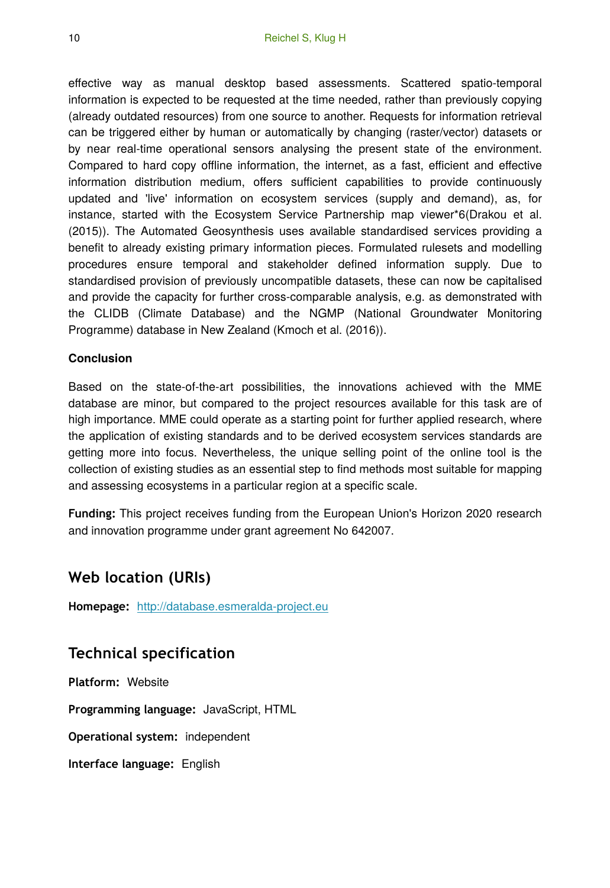effective way as manual desktop based assessments. Scattered spatio-temporal information is expected to be requested at the time needed, rather than previously copying (already outdated resources) from one source to another. Requests for information retrieval can be triggered either by human or automatically by changing (raster/vector) datasets or by near real-time operational sensors analysing the present state of the environment. Compared to hard copy offline information, the internet, as a fast, efficient and effective information distribution medium, offers sufficient capabilities to provide continuously updated and 'live' information on ecosystem services (supply and demand), as, for instance, started with the Ecosystem Service Partnership map viewer*6(Drakou et al. (2015)). The Automated Geosynthesis uses available standardised services providing a benefit to already existing primary information pieces. Formulated rulesets and modelling procedures ensure temporal and stakeholder defined information supply. Due to standardised provision of previously uncompatible datasets, these can now be capitalised and provide the capacity for further cross-comparable analysis, e.g. as demonstrated with the CLIDB (Climate Database) and the NGMP (National Groundwater Monitoring Programme) database in New Zealand (Kmoch et al. (2016)).

**Conclusion**

Based on the state-of-the-art possibilities, the innovations achieved with the MME database are minor, but compared to the project resources available for this task are of high importance. MME could operate as a starting point for further applied research, where the application of existing standards and to be derived ecosystem services standards are getting more into focus. Nevertheless, the unique selling point of the online tool is the collection of existing studies as an essential step to find methods most suitable for mapping and assessing ecosystems in a particular region at a specific scale.

**Funding:** This project receives funding from the European Union's Horizon 2020 research and innovation programme under grant agreement No 642007.

## Web location (URIs)

**Homepage:** http://database.esmeralda-project.eu

## Technical specification

**Platform:** Website

**Programming language:** JavaScript, HTML

**Operational system:** independent

**Interface language:** English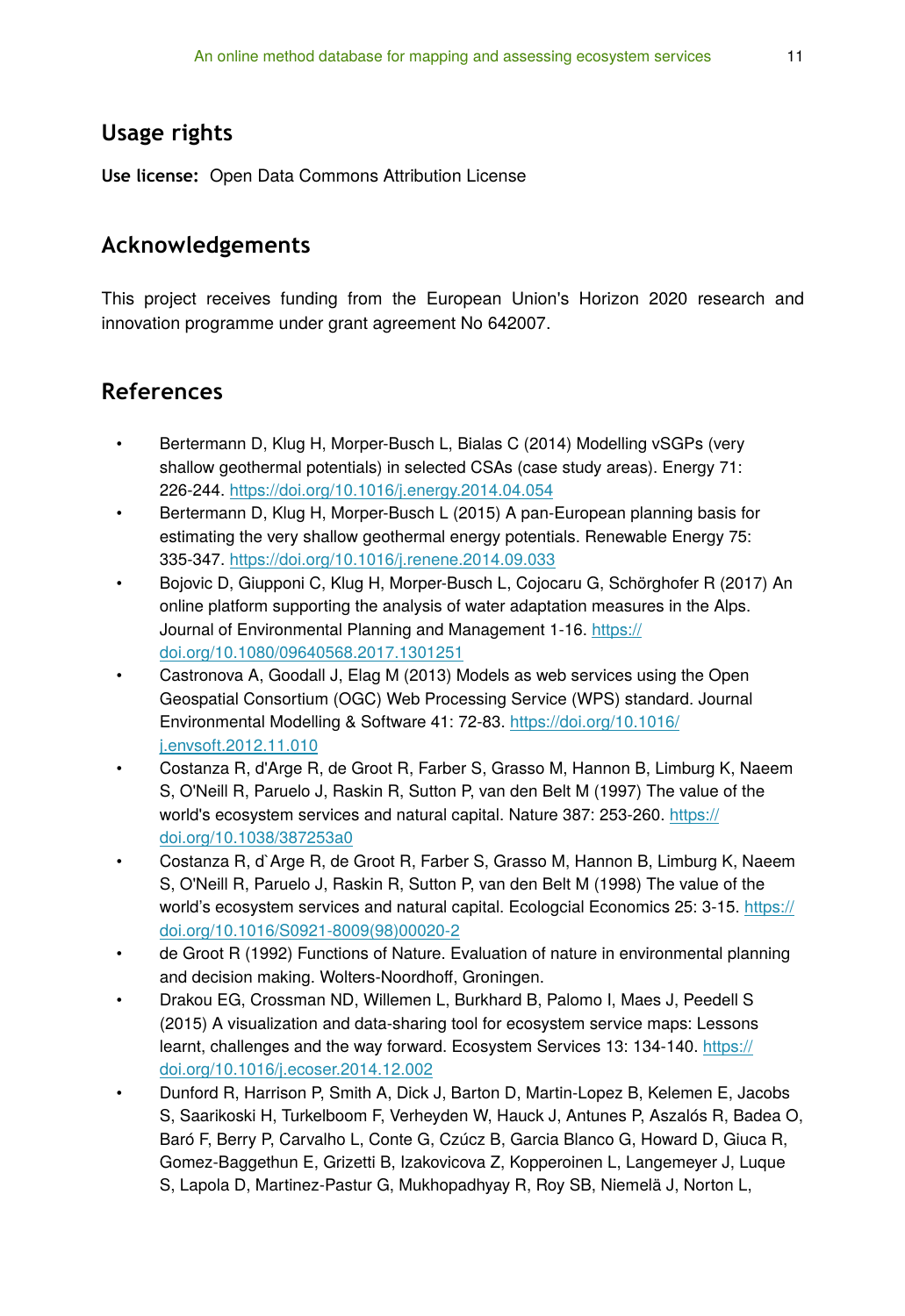## Usage rights

**Use license:** Open Data Commons Attribution License

## Acknowledgements

This project receives funding from the European Union's Horizon 2020 research and innovation programme under grant agreement No 642007.

## References

- Bertermann D, Klug H, Morper-Busch L, Bialas C (2014) Modelling vSGPs (very shallow geothermal potentials) in selected CSAs (case study areas). Energy 71: 226-244. https://doi.org/10.1016/j.energy.2014.04.054
- Bertermann D, Klug H, Morper-Busch L (2015) A pan-European planning basis for estimating the very shallow geothermal energy potentials. Renewable Energy 75: 335-347. https://doi.org/10.1016/j.renene.2014.09.033
- Bojovic D, Giupponi C, Klug H, Morper-Busch L, Cojocaru G, Schörghofer R (2017) An online platform supporting the analysis of water adaptation measures in the Alps. Journal of Environmental Planning and Management 1-16. https://doi.org/10.1080/09640568.2017.1301251
- Castronova A, Goodall J, Elag M (2013) Models as web services using the Open Geospatial Consortium (OGC) Web Processing Service (WPS) standard. Journal Environmental Modelling & Software 41: 72-83. https://doi.org/10.1016/j.envsoft.2012.11.010
- Costanza R, d'Arge R, de Groot R, Farber S, Grasso M, Hannon B, Limburg K, Naeem S, O'Neill R, Paruelo J, Raskin R, Sutton P, van den Belt M (1997) The value of the world's ecosystem services and natural capital. Nature 387: 253-260. https://doi.org/10.1038/387253a0
- Costanza R, d`Arge R, de Groot R, Farber S, Grasso M, Hannon B, Limburg K, Naeem S, O'Neill R, Paruelo J, Raskin R, Sutton P, van den Belt M (1998) The value of the world's ecosystem services and natural capital. Ecologcial Economics 25: 3-15. https://doi.org/10.1016/S0921-8009(98)00020-2
- de Groot R (1992) Functions of Nature. Evaluation of nature in environmental planning and decision making. Wolters-Noordhoff, Groningen.
- Drakou EG, Crossman ND, Willemen L, Burkhard B, Palomo I, Maes J, Peedell S (2015) A visualization and data-sharing tool for ecosystem service maps: Lessons learnt, challenges and the way forward. Ecosystem Services 13: 134-140. https://doi.org/10.1016/j.ecoser.2014.12.002
- Dunford R, Harrison P, Smith A, Dick J, Barton D, Martin-Lopez B, Kelemen E, Jacobs S, Saarikoski H, Turkelboom F, Verheyden W, Hauck J, Antunes P, Aszalós R, Badea O, Baró F, Berry P, Carvalho L, Conte G, Czúcz B, Garcia Blanco G, Howard D, Giuca R, Gomez-Baggethun E, Grizetti B, Izakovicova Z, Kopperoinen L, Langemeyer J, Luque S, Lapola D, Martinez-Pastur G, Mukhopadhyay R, Roy SB, Niemelä J, Norton L,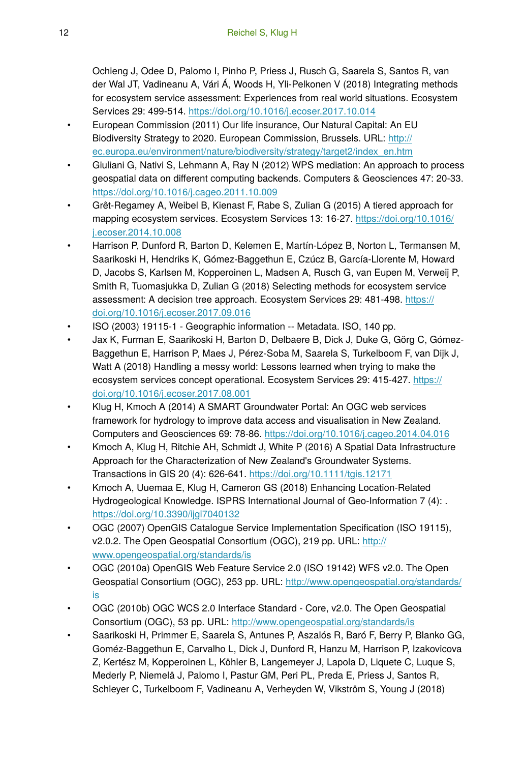Ochieng J, Odee D, Palomo I, Pinho P, Priess J, Rusch G, Saarela S, Santos R, van der Wal JT, Vadineanu A, Vári Á, Woods H, Yli-Pelkonen V (2018) Integrating methods for ecosystem service assessment: Experiences from real world situations. Ecosystem Services 29: 499-514. https://doi.org/10.1016/j.ecoser.2017.10.014

- European Commission (2011) Our life insurance, Our Natural Capital: An EU Biodiversity Strategy to 2020. European Commission, Brussels. URL: http://ec.europa.eu/environment/nature/biodiversity/strategy/target2/index_en.htm
- Giuliani G, Nativi S, Lehmann A, Ray N (2012) WPS mediation: An approach to process geospatial data on different computing backends. Computers & Geosciences 47: 20-33. https://doi.org/10.1016/j.cageo.2011.10.009
- Grêt-Regamey A, Weibel B, Kienast F, Rabe S, Zulian G (2015) A tiered approach for mapping ecosystem services. Ecosystem Services 13: 16-27. https://doi.org/10.1016/j.ecoser.2014.10.008
- Harrison P, Dunford R, Barton D, Kelemen E, Martín-López B, Norton L, Termansen M, Saarikoski H, Hendriks K, Gómez-Baggethun E, Czúcz B, García-Llorente M, Howard D, Jacobs S, Karlsen M, Kopperoinen L, Madsen A, Rusch G, van Eupen M, Verweij P, Smith R, Tuomasjukka D, Zulian G (2018) Selecting methods for ecosystem service assessment: A decision tree approach. Ecosystem Services 29: 481-498. https://doi.org/10.1016/j.ecoser.2017.09.016
- ISO (2003) 19115-1 - Geographic information -- Metadata. ISO, 140 pp.
- Jax K, Furman E, Saarikoski H, Barton D, Delbaere B, Dick J, Duke G, Görg C, Gómez-Baggethun E, Harrison P, Maes J, Pérez-Soba M, Saarela S, Turkelboom F, van Dijk J, Watt A (2018) Handling a messy world: Lessons learned when trying to make the ecosystem services concept operational. Ecosystem Services 29: 415-427. https://doi.org/10.1016/j.ecoser.2017.08.001
- Klug H, Kmoch A (2014) A SMART Groundwater Portal: An OGC web services framework for hydrology to improve data access and visualisation in New Zealand. Computers and Geosciences 69: 78-86. https://doi.org/10.1016/j.cageo.2014.04.016
- Kmoch A, Klug H, Ritchie AH, Schmidt J, White P (2016) A Spatial Data Infrastructure Approach for the Characterization of New Zealand's Groundwater Systems. Transactions in GIS 20 (4): 626-641. https://doi.org/10.1111/tgis.12171
- Kmoch A, Uuemaa E, Klug H, Cameron GS (2018) Enhancing Location-Related Hydrogeological Knowledge. ISPRS International Journal of Geo-Information 7 (4): . https://doi.org/10.3390/ijgi7040132
- OGC (2007) OpenGIS Catalogue Service Implementation Specification (ISO 19115), v2.0.2. The Open Geospatial Consortium (OGC), 219 pp. URL: http://www.opengeospatial.org/standards/is
- OGC (2010a) OpenGIS Web Feature Service 2.0 (ISO 19142) WFS v2.0. The Open Geospatial Consortium (OGC), 253 pp. URL: http://www.opengeospatial.org/standards/is
- OGC (2010b) OGC WCS 2.0 Interface Standard - Core, v2.0. The Open Geospatial Consortium (OGC), 53 pp. URL: http://www.opengeospatial.org/standards/is
- Saarikoski H, Primmer E, Saarela S, Antunes P, Aszalós R, Baró F, Berry P, Blanko GG, Goméz-Baggethun E, Carvalho L, Dick J, Dunford R, Hanzu M, Harrison P, Izakovicova Z, Kertész M, Kopperoinen L, Köhler B, Langemeyer J, Lapola D, Liquete C, Luque S, Mederly P, Niemelä J, Palomo I, Pastur GM, Peri PL, Preda E, Priess J, Santos R, Schleyer C, Turkelboom F, Vadineanu A, Verheyden W, Vikström S, Young J (2018)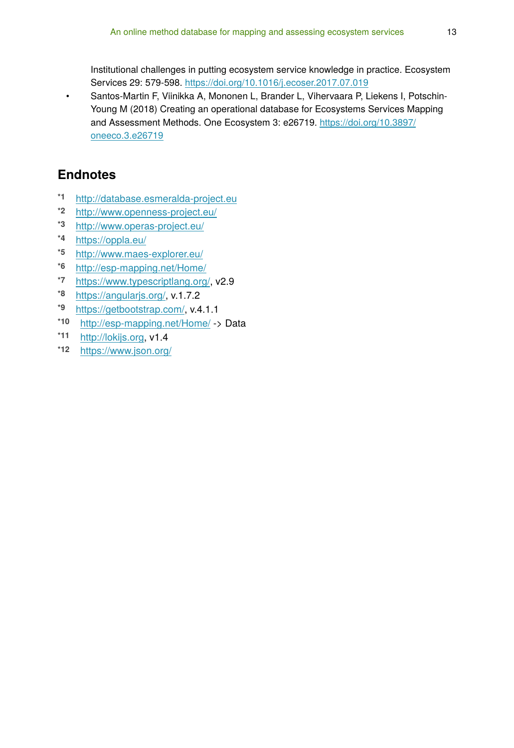Institutional challenges in putting ecosystem service knowledge in practice. Ecosystem Services 29: 579-598. https://doi.org/10.1016/j.ecoser.2017.07.019

- Santos-Martin F, Viinikka A, Mononen L, Brander L, Vihervaara P, Liekens I, Potschin-Young M (2018) Creating an operational database for Ecosystems Services Mapping and Assessment Methods. One Ecosystem 3: e26719. https://doi.org/10.3897/oneeco.3.e26719

## Endnotes

*1 http://database.esmeralda-project.eu
*2 http://www.openness-project.eu/
*3 http://www.operas-project.eu/
*4 https://oppla.eu/
*5 http://www.maes-explorer.eu/
*6 http://esp-mapping.net/Home/
*7 https://www.typescriptlang.org/, v2.9
*8 https://angularjs.org/, v.1.7.2
*9 https://getbootstrap.com/, v.4.1.1
*10 http://esp-mapping.net/Home/ -> Data
*11 http://lokijs.org, v1.4
*12 https://www.json.org/